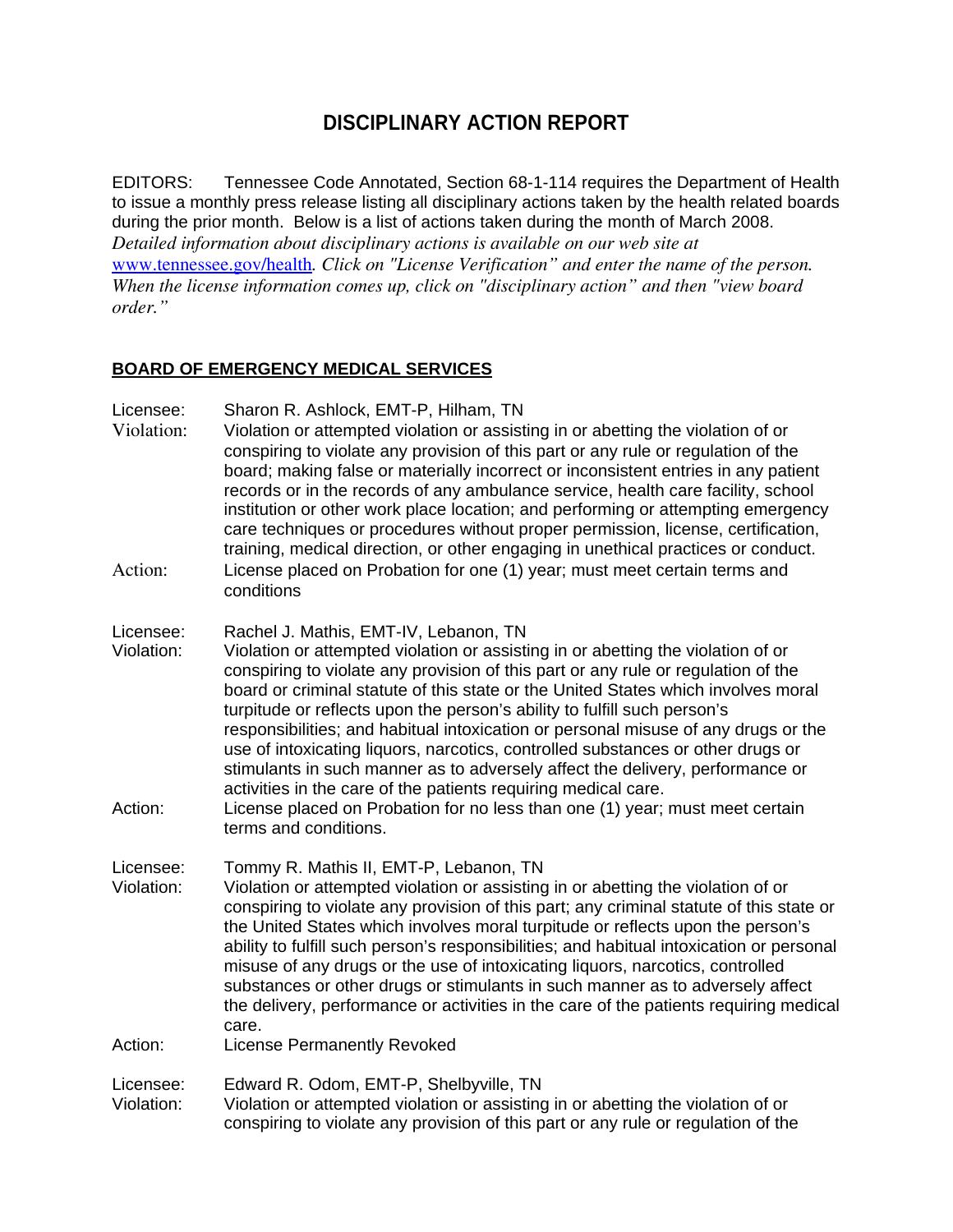# DISCIPLINARY ACTION REPORT

EDITORS: Tennessee Code Annotated, Section 68-1-114 requires the Department of Health to issue a monthly press release listing all disciplinary actions taken by the health related boards during the prior month. Below is a list of actions taken during the month of March 2008. *Detailed information about disciplinary actions is available on our web site at* [www.tennessee.gov/health](http://www.tennessee.gov/health)*. Click on "License Verification" and enter the name of the person. When the license information comes up, click on "disciplinary action" and then "view board order."*

## BOARD OF EMERGENCY MEDICAL SERVICES

Licensee: Sharon R. Ashlock, EMT-P, Hilham, TN
Violation: Violation or attempted violation or assisting in or abetting the violation of or conspiring to violate any provision of this part or any rule or regulation of the board; making false or materially incorrect or inconsistent entries in any patient records or in the records of any ambulance service, health care facility, school institution or other work place location; and performing or attempting emergency care techniques or procedures without proper permission, license, certification, training, medical direction, or other engaging in unethical practices or conduct.
Action: License placed on Probation for one (1) year; must meet certain terms and conditions

Licensee: Rachel J. Mathis, EMT-IV, Lebanon, TN
Violation: Violation or attempted violation or assisting in or abetting the violation of or conspiring to violate any provision of this part or any rule or regulation of the board or criminal statute of this state or the United States which involves moral turpitude or reflects upon the person's ability to fulfill such person's responsibilities; and habitual intoxication or personal misuse of any drugs or the use of intoxicating liquors, narcotics, controlled substances or other drugs or stimulants in such manner as to adversely affect the delivery, performance or activities in the care of the patients requiring medical care.
Action: License placed on Probation for no less than one (1) year; must meet certain terms and conditions.

Licensee: Tommy R. Mathis II, EMT-P, Lebanon, TN
Violation: Violation or attempted violation or assisting in or abetting the violation of or conspiring to violate any provision of this part; any criminal statute of this state or the United States which involves moral turpitude or reflects upon the person's ability to fulfill such person's responsibilities; and habitual intoxication or personal misuse of any drugs or the use of intoxicating liquors, narcotics, controlled substances or other drugs or stimulants in such manner as to adversely affect the delivery, performance or activities in the care of the patients requiring medical care.
Action: License Permanently Revoked

Licensee: Edward R. Odom, EMT-P, Shelbyville, TN
Violation: Violation or attempted violation or assisting in or abetting the violation of or conspiring to violate any provision of this part or any rule or regulation of the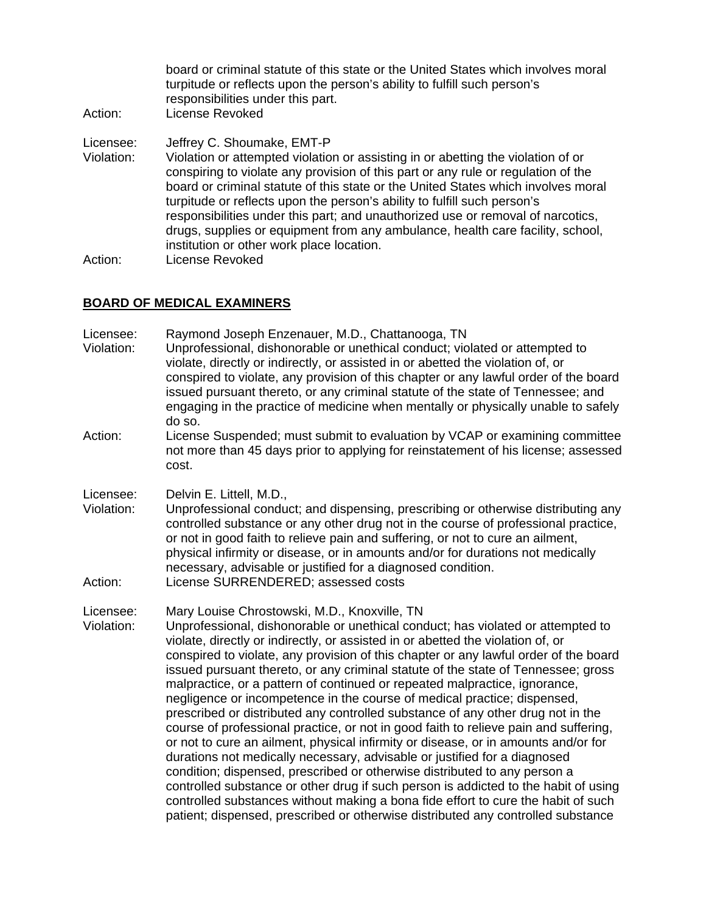board or criminal statute of this state or the United States which involves moral turpitude or reflects upon the person's ability to fulfill such person's responsibilities under this part.

Action: License Revoked

Licensee: Jeffrey C. Shoumake, EMT-P

Violation: Violation or attempted violation or assisting in or abetting the violation of or conspiring to violate any provision of this part or any rule or regulation of the board or criminal statute of this state or the United States which involves moral turpitude or reflects upon the person's ability to fulfill such person's responsibilities under this part; and unauthorized use or removal of narcotics, drugs, supplies or equipment from any ambulance, health care facility, school, institution or other work place location.

Action: License Revoked

## BOARD OF MEDICAL EXAMINERS

Licensee: Raymond Joseph Enzenauer, M.D., Chattanooga, TN

Violation: Unprofessional, dishonorable or unethical conduct; violated or attempted to violate, directly or indirectly, or assisted in or abetted the violation of, or conspired to violate, any provision of this chapter or any lawful order of the board issued pursuant thereto, or any criminal statute of the state of Tennessee; and engaging in the practice of medicine when mentally or physically unable to safely do so.

Action: License Suspended; must submit to evaluation by VCAP or examining committee not more than 45 days prior to applying for reinstatement of his license; assessed cost.

Licensee: Delvin E. Littell, M.D.,

Violation: Unprofessional conduct; and dispensing, prescribing or otherwise distributing any controlled substance or any other drug not in the course of professional practice, or not in good faith to relieve pain and suffering, or not to cure an ailment, physical infirmity or disease, or in amounts and/or for durations not medically necessary, advisable or justified for a diagnosed condition.

Action: License SURRENDERED; assessed costs

Licensee: Mary Louise Chrostowski, M.D., Knoxville, TN

Violation: Unprofessional, dishonorable or unethical conduct; has violated or attempted to violate, directly or indirectly, or assisted in or abetted the violation of, or conspired to violate, any provision of this chapter or any lawful order of the board issued pursuant thereto, or any criminal statute of the state of Tennessee; gross malpractice, or a pattern of continued or repeated malpractice, ignorance, negligence or incompetence in the course of medical practice; dispensed, prescribed or distributed any controlled substance of any other drug not in the course of professional practice, or not in good faith to relieve pain and suffering, or not to cure an ailment, physical infirmity or disease, or in amounts and/or for durations not medically necessary, advisable or justified for a diagnosed condition; dispensed, prescribed or otherwise distributed to any person a controlled substance or other drug if such person is addicted to the habit of using controlled substances without making a bona fide effort to cure the habit of such patient; dispensed, prescribed or otherwise distributed any controlled substance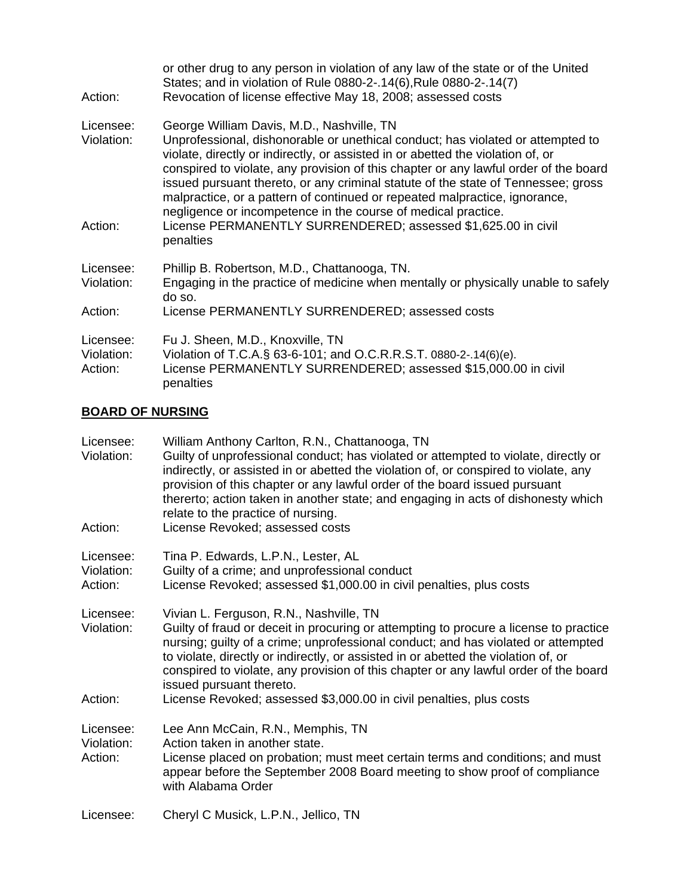| | |
|---|---|
| | or other drug to any person in violation of any law of the state or of the United States; and in violation of Rule 0880-2-.14(6),Rule 0880-2-.14(7) |
| Action: | Revocation of license effective May 18, 2008; assessed costs |

| | |
|---|---|
| Licensee: | George William Davis, M.D., Nashville, TN |
| Violation: | Unprofessional, dishonorable or unethical conduct; has violated or attempted to violate, directly or indirectly, or assisted in or abetted the violation of, or conspired to violate, any provision of this chapter or any lawful order of the board issued pursuant thereto, or any criminal statute of the state of Tennessee; gross malpractice, or a pattern of continued or repeated malpractice, ignorance, negligence or incompetence in the course of medical practice. |
| Action: | License PERMANENTLY SURRENDERED; assessed $1,625.00 in civil penalties |

| | |
|---|---|
| Licensee: | Phillip B. Robertson, M.D., Chattanooga, TN. |
| Violation: | Engaging in the practice of medicine when mentally or physically unable to safely do so. |
| Action: | License PERMANENTLY SURRENDERED; assessed costs |

| | |
|---|---|
| Licensee: | Fu J. Sheen, M.D., Knoxville, TN |
| Violation: | Violation of T.C.A.§ 63-6-101; and O.C.R.R.S.T. 0880-2-.14(6)(e). |
| Action: | License PERMANENTLY SURRENDERED; assessed $15,000.00 in civil penalties |

**BOARD OF NURSING**

| | |
|---|---|
| Licensee: | William Anthony Carlton, R.N., Chattanooga, TN |
| Violation: | Guilty of unprofessional conduct; has violated or attempted to violate, directly or indirectly, or assisted in or abetted the violation of, or conspired to violate, any provision of this chapter or any lawful order of the board issued pursuant thererto; action taken in another state; and engaging in acts of dishonesty which relate to the practice of nursing. |
| Action: | License Revoked; assessed costs |

| | |
|---|---|
| Licensee: | Tina P. Edwards, L.P.N., Lester, AL |
| Violation: | Guilty of a crime; and unprofessional conduct |
| Action: | License Revoked; assessed $1,000.00 in civil penalties, plus costs |

| | |
|---|---|
| Licensee: | Vivian L. Ferguson, R.N., Nashville, TN |
| Violation: | Guilty of fraud or deceit in procuring or attempting to procure a license to practice nursing; guilty of a crime; unprofessional conduct; and has violated or attempted to violate, directly or indirectly, or assisted in or abetted the violation of, or conspired to violate, any provision of this chapter or any lawful order of the board issued pursuant thereto. |
| Action: | License Revoked; assessed $3,000.00 in civil penalties, plus costs |

| | |
|---|---|
| Licensee: | Lee Ann McCain, R.N., Memphis, TN |
| Violation: | Action taken in another state. |
| Action: | License placed on probation; must meet certain terms and conditions; and must appear before the September 2008 Board meeting to show proof of compliance with Alabama Order |

| | |
|---|---|
| Licensee: | Cheryl C Musick, L.P.N., Jellico, TN |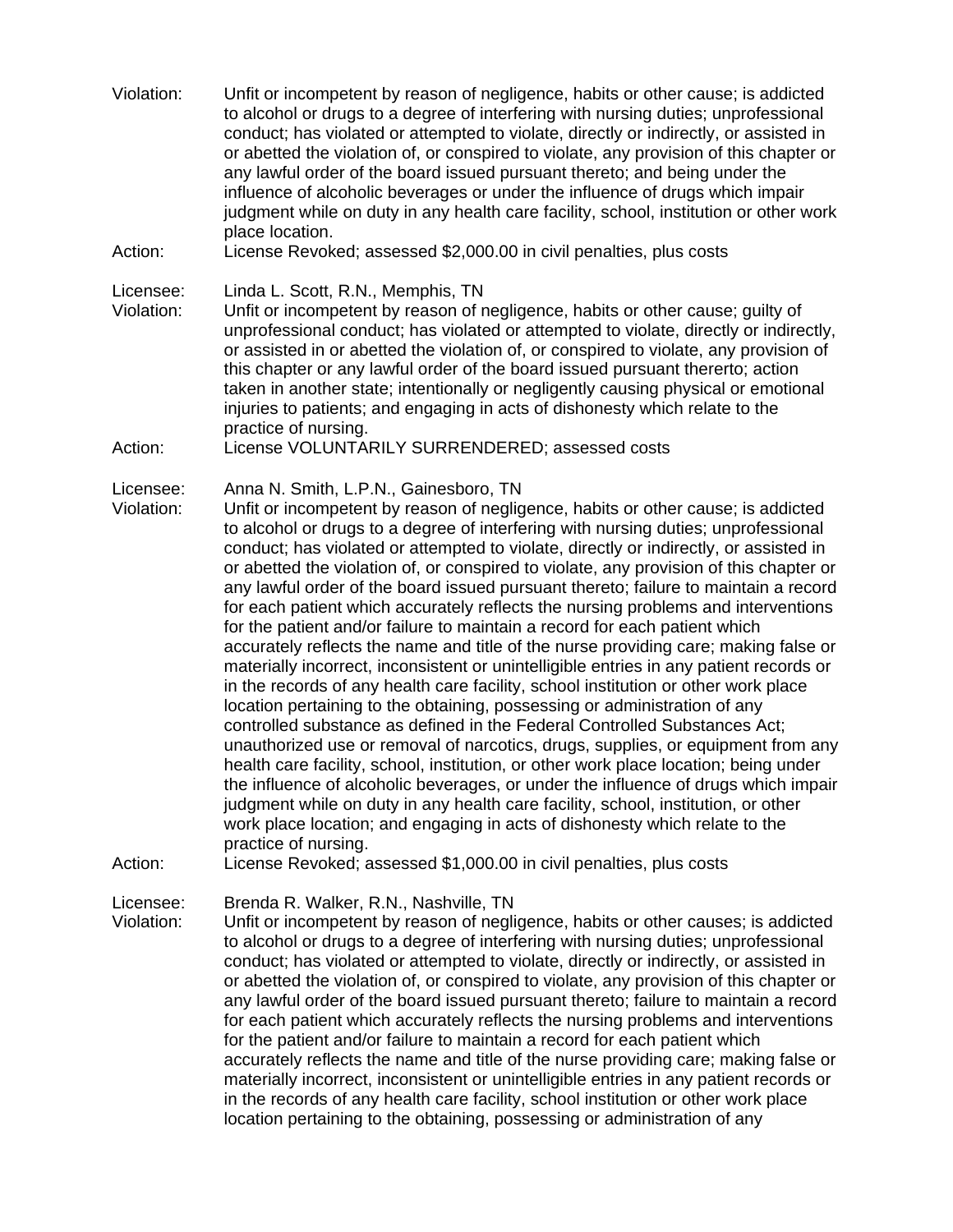Violation: Unfit or incompetent by reason of negligence, habits or other cause; is addicted to alcohol or drugs to a degree of interfering with nursing duties; unprofessional conduct; has violated or attempted to violate, directly or indirectly, or assisted in or abetted the violation of, or conspired to violate, any provision of this chapter or any lawful order of the board issued pursuant thereto; and being under the influence of alcoholic beverages or under the influence of drugs which impair judgment while on duty in any health care facility, school, institution or other work place location.

Action: License Revoked; assessed $2,000.00 in civil penalties, plus costs

Licensee: Linda L. Scott, R.N., Memphis, TN

Violation: Unfit or incompetent by reason of negligence, habits or other cause; guilty of unprofessional conduct; has violated or attempted to violate, directly or indirectly, or assisted in or abetted the violation of, or conspired to violate, any provision of this chapter or any lawful order of the board issued pursuant thererto; action taken in another state; intentionally or negligently causing physical or emotional injuries to patients; and engaging in acts of dishonesty which relate to the practice of nursing.

Action: License VOLUNTARILY SURRENDERED; assessed costs

Licensee: Anna N. Smith, L.P.N., Gainesboro, TN

Violation: Unfit or incompetent by reason of negligence, habits or other cause; is addicted to alcohol or drugs to a degree of interfering with nursing duties; unprofessional conduct; has violated or attempted to violate, directly or indirectly, or assisted in or abetted the violation of, or conspired to violate, any provision of this chapter or any lawful order of the board issued pursuant thereto; failure to maintain a record for each patient which accurately reflects the nursing problems and interventions for the patient and/or failure to maintain a record for each patient which accurately reflects the name and title of the nurse providing care; making false or materially incorrect, inconsistent or unintelligible entries in any patient records or in the records of any health care facility, school institution or other work place location pertaining to the obtaining, possessing or administration of any controlled substance as defined in the Federal Controlled Substances Act; unauthorized use or removal of narcotics, drugs, supplies, or equipment from any health care facility, school, institution, or other work place location; being under the influence of alcoholic beverages, or under the influence of drugs which impair judgment while on duty in any health care facility, school, institution, or other work place location; and engaging in acts of dishonesty which relate to the practice of nursing.

Action: License Revoked; assessed $1,000.00 in civil penalties, plus costs

Licensee: Brenda R. Walker, R.N., Nashville, TN

Violation: Unfit or incompetent by reason of negligence, habits or other causes; is addicted to alcohol or drugs to a degree of interfering with nursing duties; unprofessional conduct; has violated or attempted to violate, directly or indirectly, or assisted in or abetted the violation of, or conspired to violate, any provision of this chapter or any lawful order of the board issued pursuant thereto; failure to maintain a record for each patient which accurately reflects the nursing problems and interventions for the patient and/or failure to maintain a record for each patient which accurately reflects the name and title of the nurse providing care; making false or materially incorrect, inconsistent or unintelligible entries in any patient records or in the records of any health care facility, school institution or other work place location pertaining to the obtaining, possessing or administration of any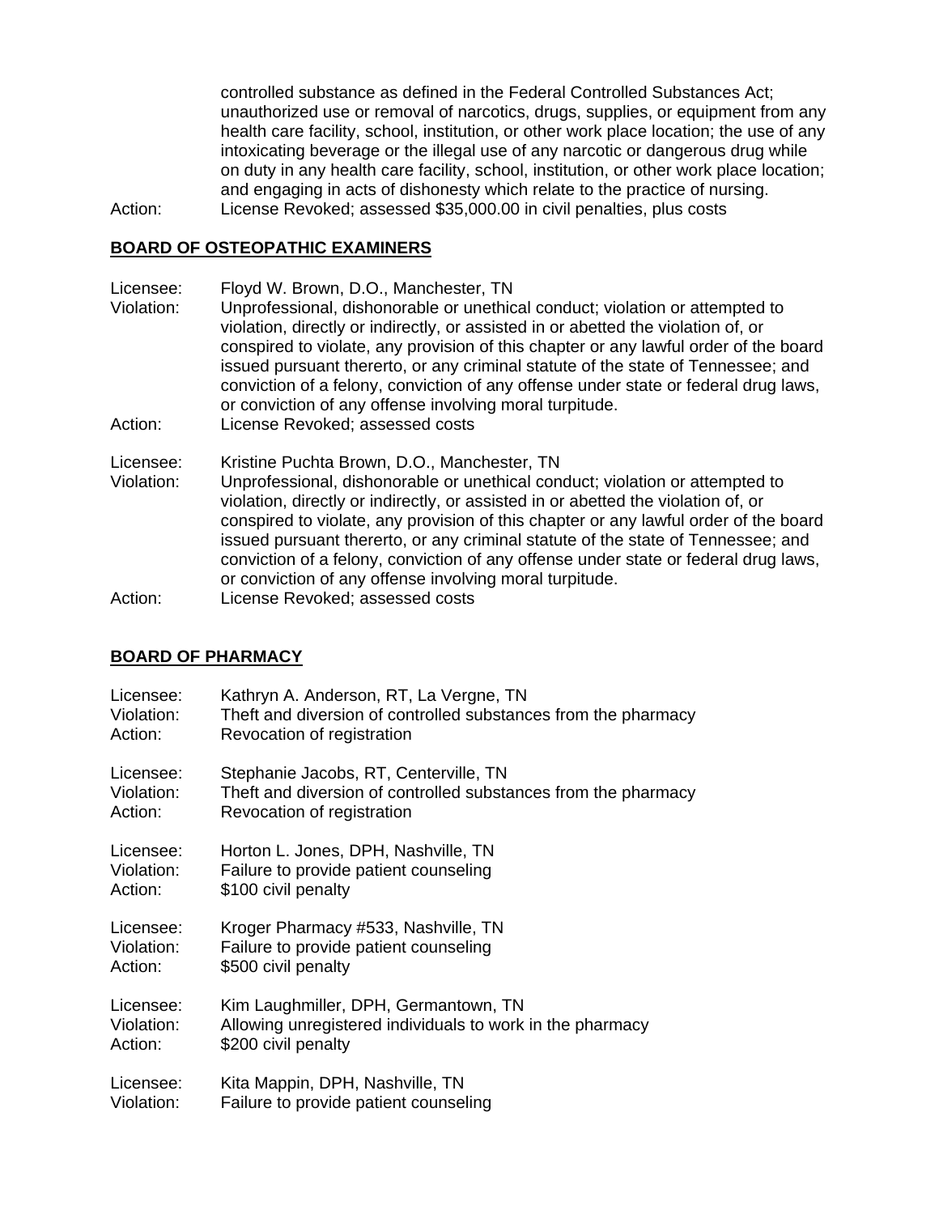controlled substance as defined in the Federal Controlled Substances Act; unauthorized use or removal of narcotics, drugs, supplies, or equipment from any health care facility, school, institution, or other work place location; the use of any intoxicating beverage or the illegal use of any narcotic or dangerous drug while on duty in any health care facility, school, institution, or other work place location; and engaging in acts of dishonesty which relate to the practice of nursing.

Action: License Revoked; assessed $35,000.00 in civil penalties, plus costs

## BOARD OF OSTEOPATHIC EXAMINERS

Licensee: Floyd W. Brown, D.O., Manchester, TN
Violation: Unprofessional, dishonorable or unethical conduct; violation or attempted to violation, directly or indirectly, or assisted in or abetted the violation of, or conspired to violate, any provision of this chapter or any lawful order of the board issued pursuant thererto, or any criminal statute of the state of Tennessee; and conviction of a felony, conviction of any offense under state or federal drug laws, or conviction of any offense involving moral turpitude.
Action: License Revoked; assessed costs

Licensee: Kristine Puchta Brown, D.O., Manchester, TN
Violation: Unprofessional, dishonorable or unethical conduct; violation or attempted to violation, directly or indirectly, or assisted in or abetted the violation of, or conspired to violate, any provision of this chapter or any lawful order of the board issued pursuant thererto, or any criminal statute of the state of Tennessee; and conviction of a felony, conviction of any offense under state or federal drug laws, or conviction of any offense involving moral turpitude.
Action: License Revoked; assessed costs

## BOARD OF PHARMACY

Licensee: Kathryn A. Anderson, RT, La Vergne, TN
Violation: Theft and diversion of controlled substances from the pharmacy
Action: Revocation of registration

Licensee: Stephanie Jacobs, RT, Centerville, TN
Violation: Theft and diversion of controlled substances from the pharmacy
Action: Revocation of registration

Licensee: Horton L. Jones, DPH, Nashville, TN
Violation: Failure to provide patient counseling
Action: $100 civil penalty

Licensee: Kroger Pharmacy #533, Nashville, TN
Violation: Failure to provide patient counseling
Action: $500 civil penalty

Licensee: Kim Laughmiller, DPH, Germantown, TN
Violation: Allowing unregistered individuals to work in the pharmacy
Action: $200 civil penalty

Licensee: Kita Mappin, DPH, Nashville, TN
Violation: Failure to provide patient counseling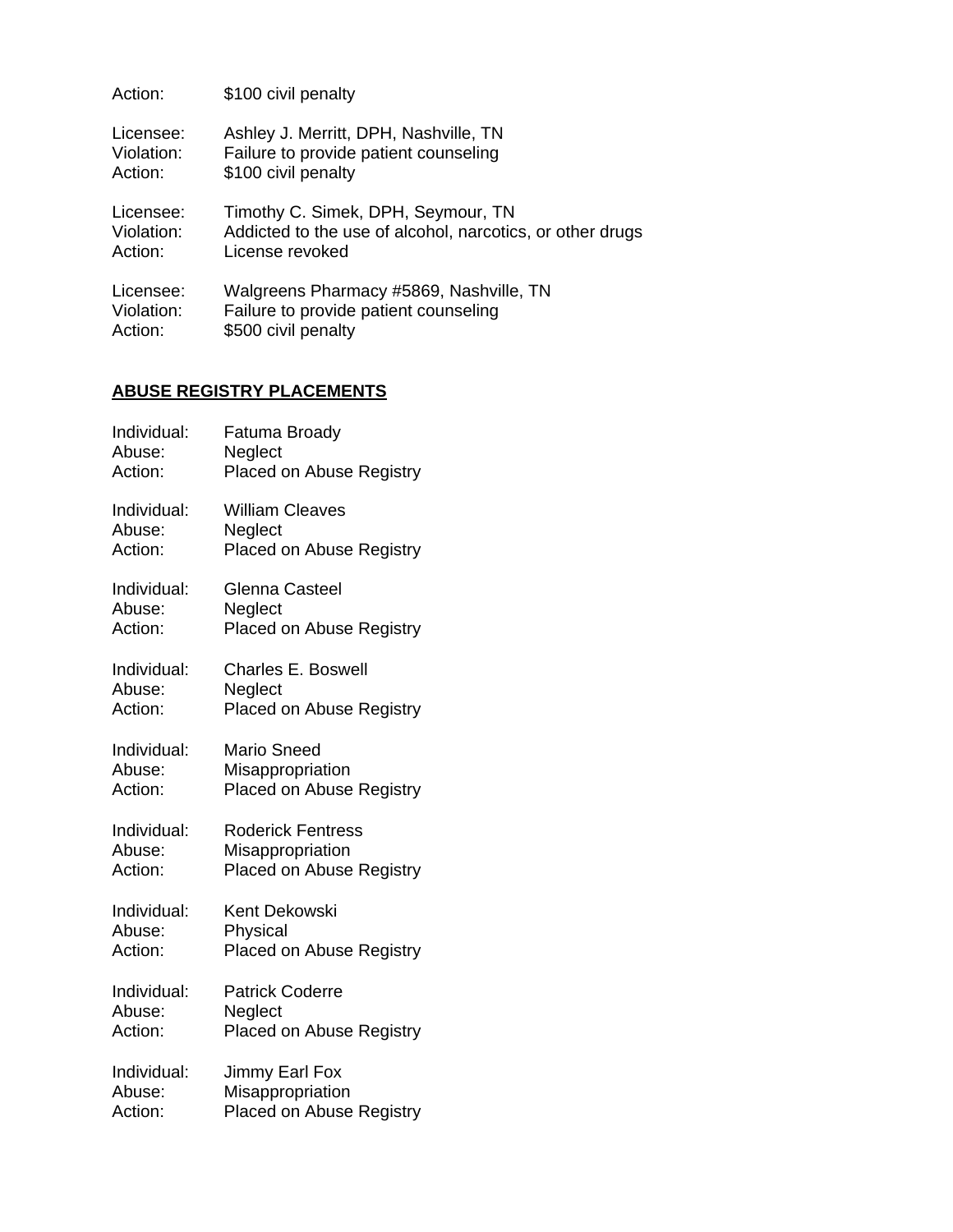Action: $100 civil penalty

Licensee: Ashley J. Merritt, DPH, Nashville, TN
Violation: Failure to provide patient counseling
Action: $100 civil penalty

Licensee: Timothy C. Simek, DPH, Seymour, TN
Violation: Addicted to the use of alcohol, narcotics, or other drugs
Action: License revoked

Licensee: Walgreens Pharmacy #5869, Nashville, TN
Violation: Failure to provide patient counseling
Action: $500 civil penalty

## ABUSE REGISTRY PLACEMENTS

Individual: Fatuma Broady
Abuse: Neglect
Action: Placed on Abuse Registry

Individual: William Cleaves
Abuse: Neglect
Action: Placed on Abuse Registry

Individual: Glenna Casteel
Abuse: Neglect
Action: Placed on Abuse Registry

Individual: Charles E. Boswell
Abuse: Neglect
Action: Placed on Abuse Registry

Individual: Mario Sneed
Abuse: Misappropriation
Action: Placed on Abuse Registry

Individual: Roderick Fentress
Abuse: Misappropriation
Action: Placed on Abuse Registry

Individual: Kent Dekowski
Abuse: Physical
Action: Placed on Abuse Registry

Individual: Patrick Coderre
Abuse: Neglect
Action: Placed on Abuse Registry

Individual: Jimmy Earl Fox
Abuse: Misappropriation
Action: Placed on Abuse Registry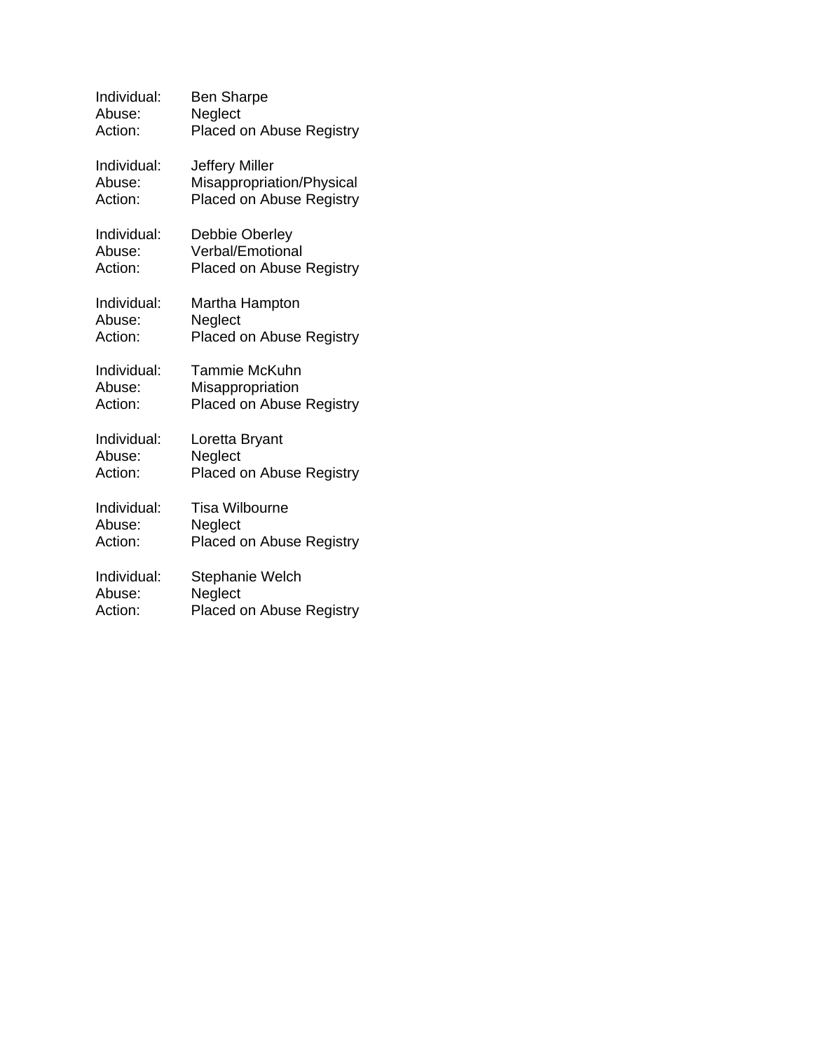Individual: Ben Sharpe
Abuse: Neglect
Action: Placed on Abuse Registry

Individual: Jeffery Miller
Abuse: Misappropriation/Physical
Action: Placed on Abuse Registry

Individual: Debbie Oberley
Abuse: Verbal/Emotional
Action: Placed on Abuse Registry

Individual: Martha Hampton
Abuse: Neglect
Action: Placed on Abuse Registry

Individual: Tammie McKuhn
Abuse: Misappropriation
Action: Placed on Abuse Registry

Individual: Loretta Bryant
Abuse: Neglect
Action: Placed on Abuse Registry

Individual: Tisa Wilbourne
Abuse: Neglect
Action: Placed on Abuse Registry

Individual: Stephanie Welch
Abuse: Neglect
Action: Placed on Abuse Registry